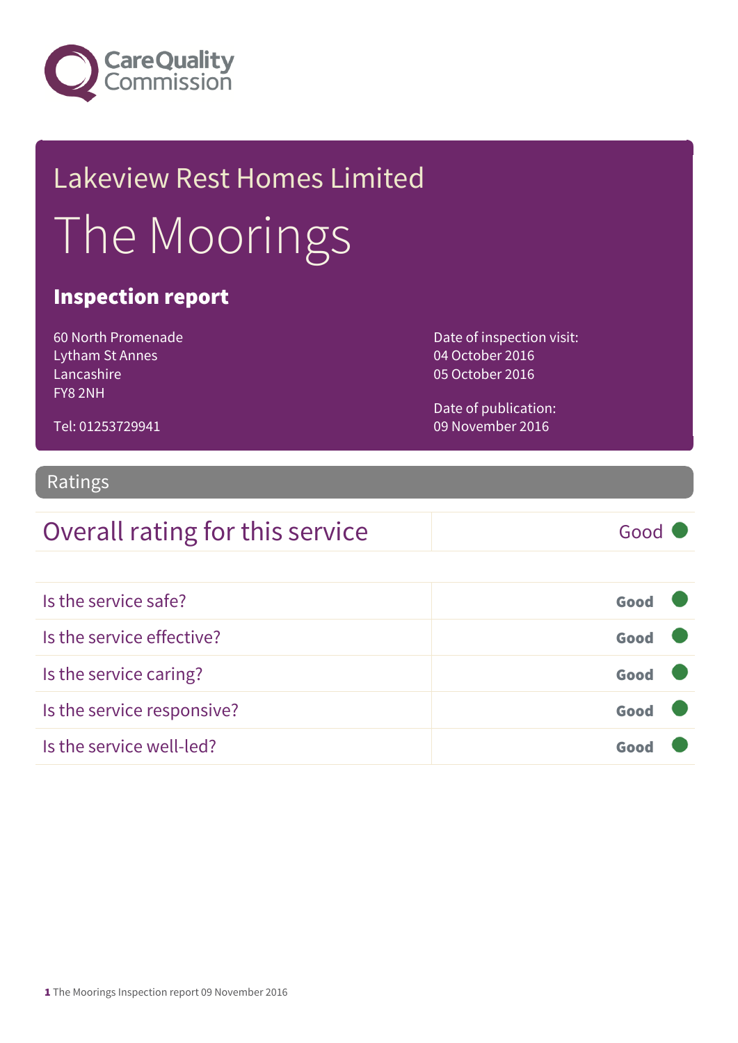Lakeview Rest Homes Limited

# The Moorings

## Inspection report

60 North Promenade
Lytham St Annes
Lancashire
FY8 2NH

Tel: 01253729941

Date of inspection visit:
04 October 2016
05 October 2016

Date of publication:
09 November 2016

## Ratings

| Overall rating for this service | Good |
|---|---|

| | |
|---|---|
| Is the service safe? | Good |
| Is the service effective? | Good |
| Is the service caring? | Good |
| Is the service responsive? | Good |
| Is the service well-led? | Good |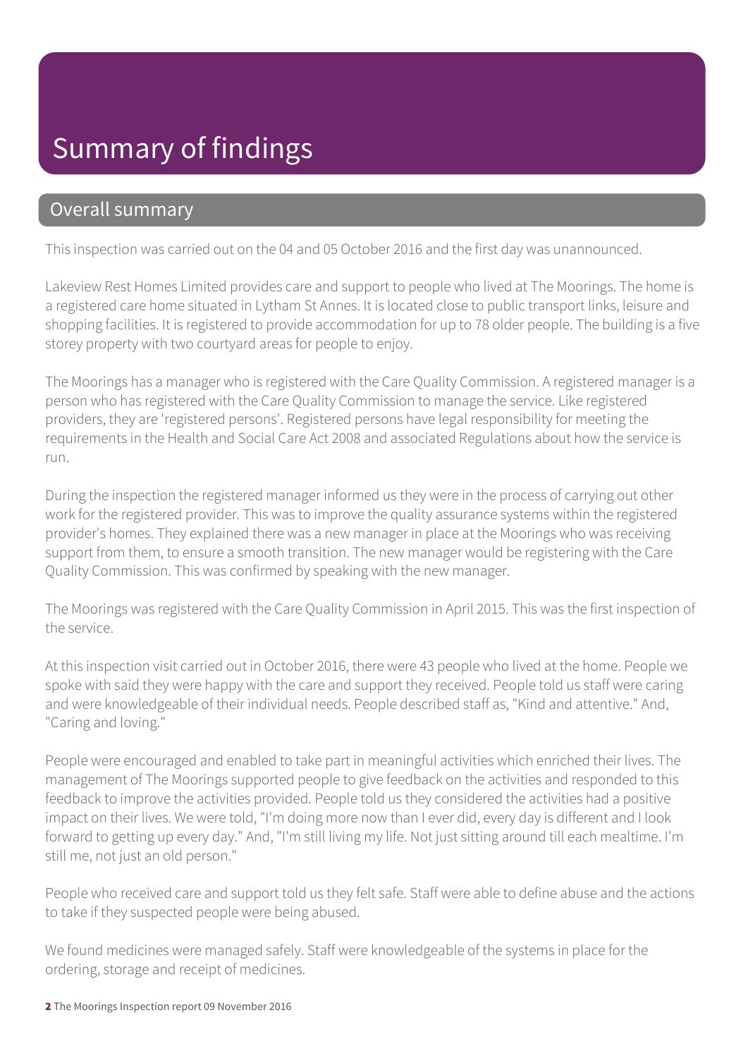# Summary of findings

## Overall summary

This inspection was carried out on the 04 and 05 October 2016 and the first day was unannounced.

Lakeview Rest Homes Limited provides care and support to people who lived at The Moorings. The home is a registered care home situated in Lytham St Annes. It is located close to public transport links, leisure and shopping facilities. It is registered to provide accommodation for up to 78 older people. The building is a five storey property with two courtyard areas for people to enjoy.

The Moorings has a manager who is registered with the Care Quality Commission. A registered manager is a person who has registered with the Care Quality Commission to manage the service. Like registered providers, they are 'registered persons'. Registered persons have legal responsibility for meeting the requirements in the Health and Social Care Act 2008 and associated Regulations about how the service is run.

During the inspection the registered manager informed us they were in the process of carrying out other work for the registered provider. This was to improve the quality assurance systems within the registered provider's homes. They explained there was a new manager in place at the Moorings who was receiving support from them, to ensure a smooth transition. The new manager would be registering with the Care Quality Commission. This was confirmed by speaking with the new manager.

The Moorings was registered with the Care Quality Commission in April 2015. This was the first inspection of the service.

At this inspection visit carried out in October 2016, there were 43 people who lived at the home. People we spoke with said they were happy with the care and support they received. People told us staff were caring and were knowledgeable of their individual needs. People described staff as, "Kind and attentive." And, "Caring and loving."

People were encouraged and enabled to take part in meaningful activities which enriched their lives. The management of The Moorings supported people to give feedback on the activities and responded to this feedback to improve the activities provided. People told us they considered the activities had a positive impact on their lives. We were told, "I'm doing more now than I ever did, every day is different and I look forward to getting up every day." And, "I'm still living my life. Not just sitting around till each mealtime. I'm still me, not just an old person."

People who received care and support told us they felt safe. Staff were able to define abuse and the actions to take if they suspected people were being abused.

We found medicines were managed safely. Staff were knowledgeable of the systems in place for the ordering, storage and receipt of medicines.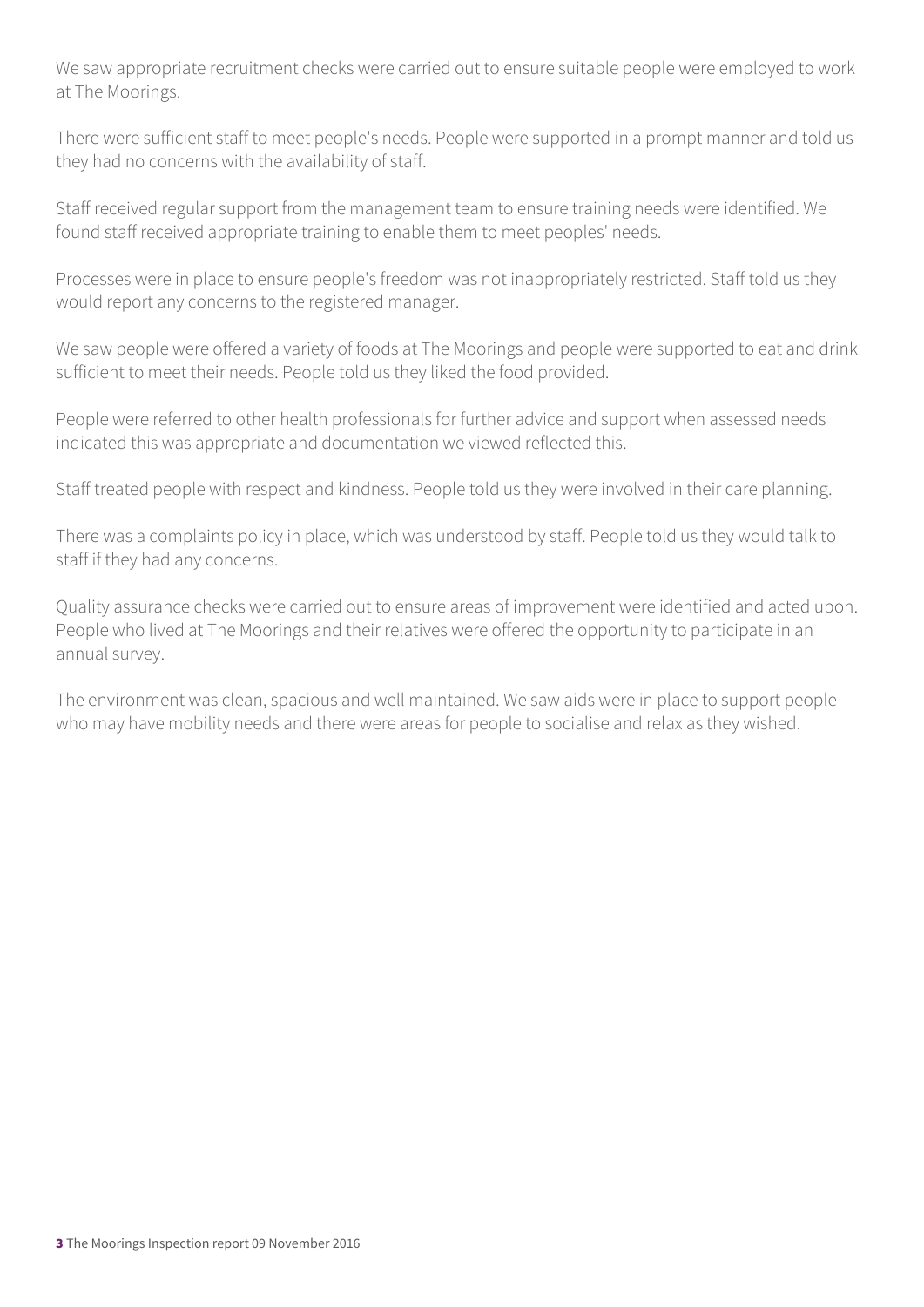We saw appropriate recruitment checks were carried out to ensure suitable people were employed to work at The Moorings.

There were sufficient staff to meet people's needs. People were supported in a prompt manner and told us they had no concerns with the availability of staff.

Staff received regular support from the management team to ensure training needs were identified. We found staff received appropriate training to enable them to meet peoples' needs.

Processes were in place to ensure people's freedom was not inappropriately restricted. Staff told us they would report any concerns to the registered manager.

We saw people were offered a variety of foods at The Moorings and people were supported to eat and drink sufficient to meet their needs. People told us they liked the food provided.

People were referred to other health professionals for further advice and support when assessed needs indicated this was appropriate and documentation we viewed reflected this.

Staff treated people with respect and kindness. People told us they were involved in their care planning.

There was a complaints policy in place, which was understood by staff. People told us they would talk to staff if they had any concerns.

Quality assurance checks were carried out to ensure areas of improvement were identified and acted upon. People who lived at The Moorings and their relatives were offered the opportunity to participate in an annual survey.

The environment was clean, spacious and well maintained. We saw aids were in place to support people who may have mobility needs and there were areas for people to socialise and relax as they wished.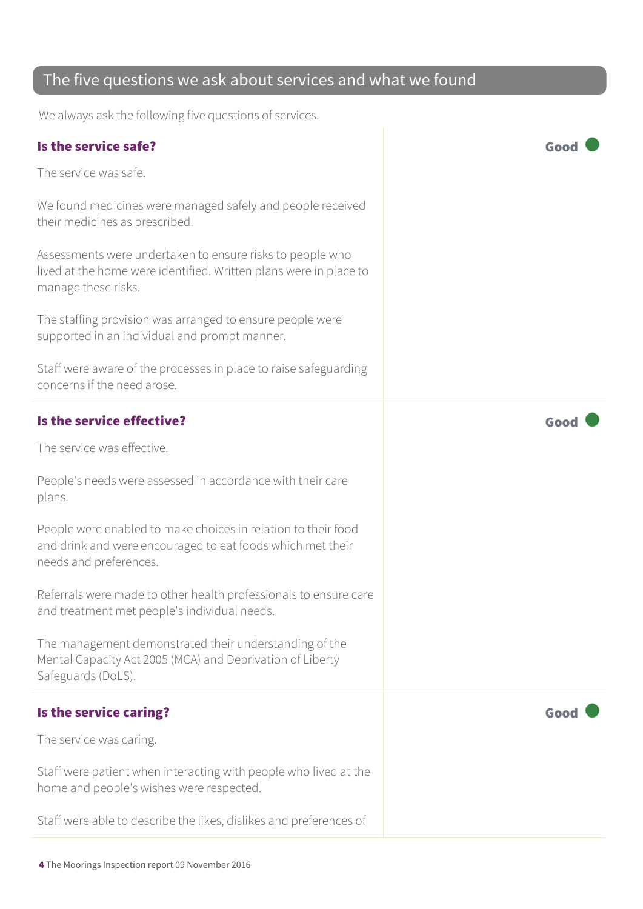## The five questions we ask about services and what we found

We always ask the following five questions of services.

### Is the service safe?

**Good**

The service was safe.

We found medicines were managed safely and people received their medicines as prescribed.

Assessments were undertaken to ensure risks to people who lived at the home were identified. Written plans were in place to manage these risks.

The staffing provision was arranged to ensure people were supported in an individual and prompt manner.

Staff were aware of the processes in place to raise safeguarding concerns if the need arose.

### Is the service effective?

**Good**

The service was effective.

People's needs were assessed in accordance with their care plans.

People were enabled to make choices in relation to their food and drink and were encouraged to eat foods which met their needs and preferences.

Referrals were made to other health professionals to ensure care and treatment met people's individual needs.

The management demonstrated their understanding of the Mental Capacity Act 2005 (MCA) and Deprivation of Liberty Safeguards (DoLS).

### Is the service caring?

**Good**

The service was caring.

Staff were patient when interacting with people who lived at the home and people's wishes were respected.

Staff were able to describe the likes, dislikes and preferences of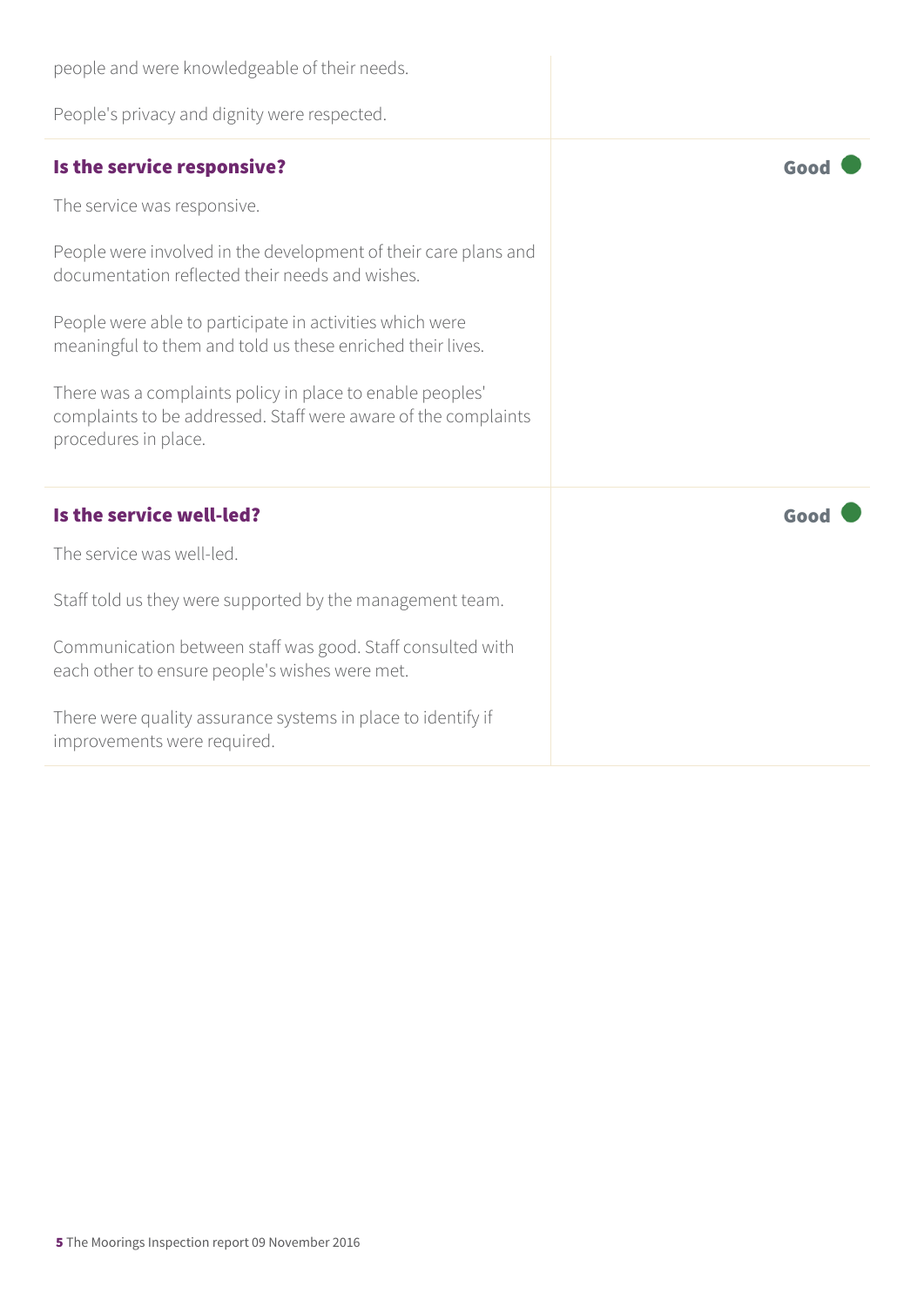people and were knowledgeable of their needs.

People's privacy and dignity were respected.

### Is the service responsive?

**Good**

The service was responsive.

People were involved in the development of their care plans and documentation reflected their needs and wishes.

People were able to participate in activities which were meaningful to them and told us these enriched their lives.

There was a complaints policy in place to enable peoples' complaints to be addressed. Staff were aware of the complaints procedures in place.

### Is the service well-led?

**Good**

The service was well-led.

Staff told us they were supported by the management team.

Communication between staff was good. Staff consulted with each other to ensure people's wishes were met.

There were quality assurance systems in place to identify if improvements were required.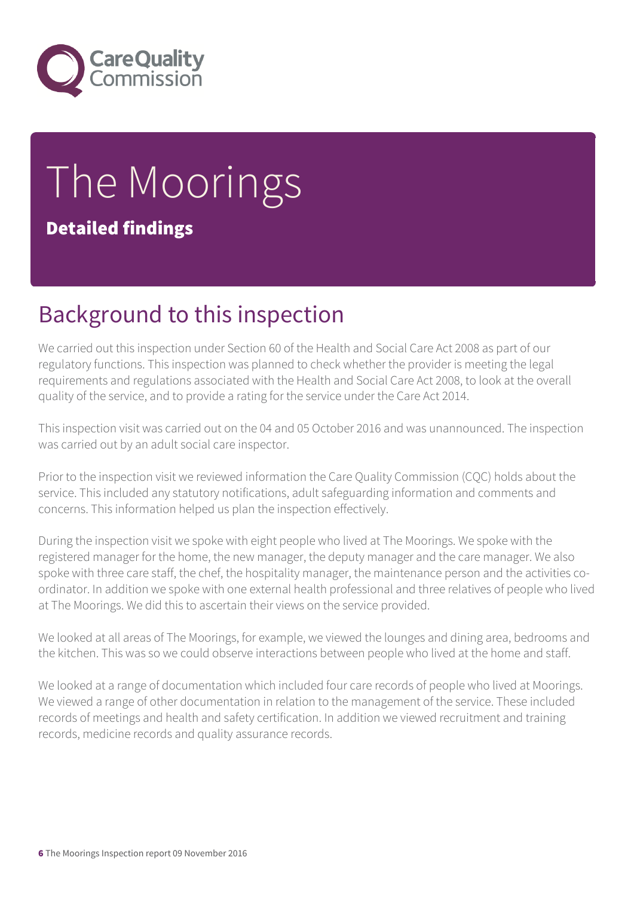# The Moorings

**Detailed findings**

## Background to this inspection

We carried out this inspection under Section 60 of the Health and Social Care Act 2008 as part of our regulatory functions. This inspection was planned to check whether the provider is meeting the legal requirements and regulations associated with the Health and Social Care Act 2008, to look at the overall quality of the service, and to provide a rating for the service under the Care Act 2014.

This inspection visit was carried out on the 04 and 05 October 2016 and was unannounced. The inspection was carried out by an adult social care inspector.

Prior to the inspection visit we reviewed information the Care Quality Commission (CQC) holds about the service. This included any statutory notifications, adult safeguarding information and comments and concerns. This information helped us plan the inspection effectively.

During the inspection visit we spoke with eight people who lived at The Moorings. We spoke with the registered manager for the home, the new manager, the deputy manager and the care manager. We also spoke with three care staff, the chef, the hospitality manager, the maintenance person and the activities co-ordinator. In addition we spoke with one external health professional and three relatives of people who lived at The Moorings. We did this to ascertain their views on the service provided.

We looked at all areas of The Moorings, for example, we viewed the lounges and dining area, bedrooms and the kitchen. This was so we could observe interactions between people who lived at the home and staff.

We looked at a range of documentation which included four care records of people who lived at Moorings. We viewed a range of other documentation in relation to the management of the service. These included records of meetings and health and safety certification. In addition we viewed recruitment and training records, medicine records and quality assurance records.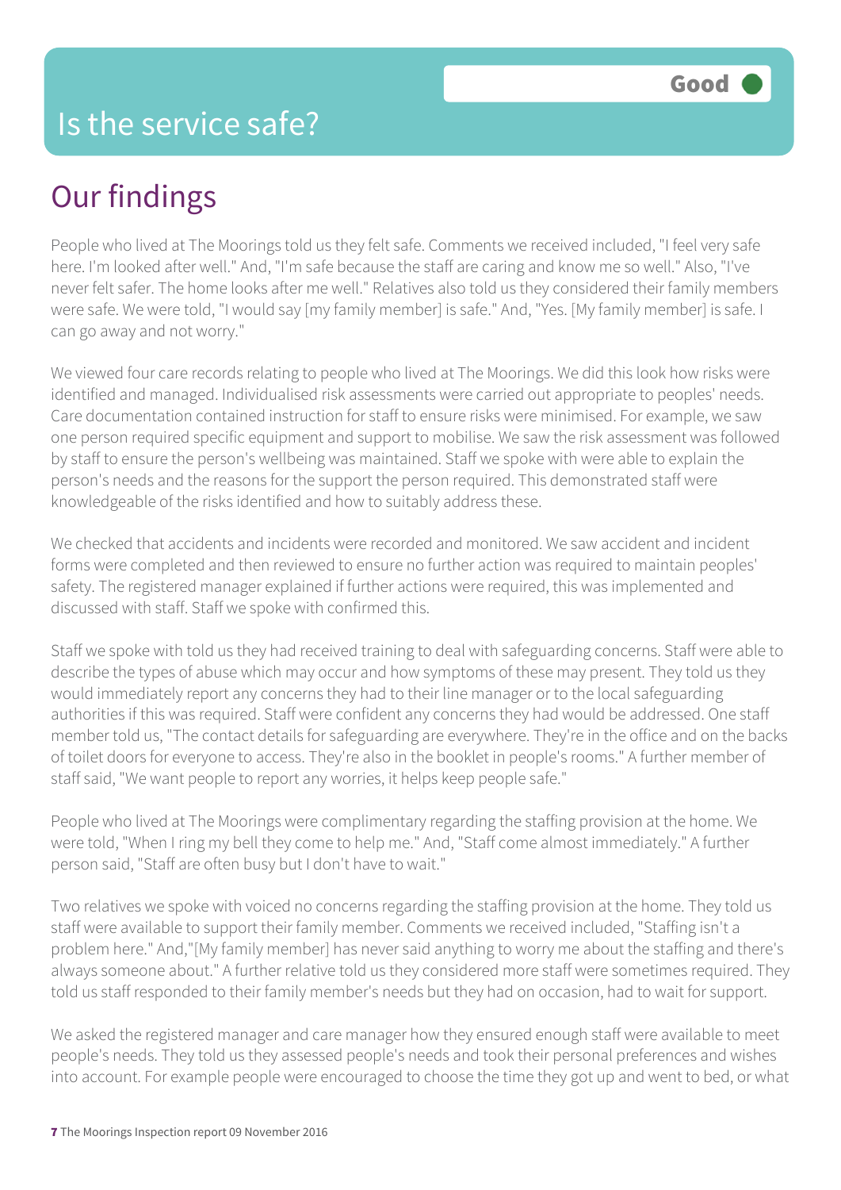# Is the service safe?

**Good**

## Our findings

People who lived at The Moorings told us they felt safe. Comments we received included, "I feel very safe here. I'm looked after well." And, "I'm safe because the staff are caring and know me so well." Also, "I've never felt safer. The home looks after me well." Relatives also told us they considered their family members were safe. We were told, "I would say [my family member] is safe." And, "Yes. [My family member] is safe. I can go away and not worry."

We viewed four care records relating to people who lived at The Moorings. We did this look how risks were identified and managed. Individualised risk assessments were carried out appropriate to peoples' needs. Care documentation contained instruction for staff to ensure risks were minimised. For example, we saw one person required specific equipment and support to mobilise. We saw the risk assessment was followed by staff to ensure the person's wellbeing was maintained. Staff we spoke with were able to explain the person's needs and the reasons for the support the person required. This demonstrated staff were knowledgeable of the risks identified and how to suitably address these.

We checked that accidents and incidents were recorded and monitored. We saw accident and incident forms were completed and then reviewed to ensure no further action was required to maintain peoples' safety. The registered manager explained if further actions were required, this was implemented and discussed with staff. Staff we spoke with confirmed this.

Staff we spoke with told us they had received training to deal with safeguarding concerns. Staff were able to describe the types of abuse which may occur and how symptoms of these may present. They told us they would immediately report any concerns they had to their line manager or to the local safeguarding authorities if this was required. Staff were confident any concerns they had would be addressed. One staff member told us, "The contact details for safeguarding are everywhere. They're in the office and on the backs of toilet doors for everyone to access. They're also in the booklet in people's rooms." A further member of staff said, "We want people to report any worries, it helps keep people safe."

People who lived at The Moorings were complimentary regarding the staffing provision at the home. We were told, "When I ring my bell they come to help me." And, "Staff come almost immediately." A further person said, "Staff are often busy but I don't have to wait."

Two relatives we spoke with voiced no concerns regarding the staffing provision at the home. They told us staff were available to support their family member. Comments we received included, "Staffing isn't a problem here." And,"[My family member] has never said anything to worry me about the staffing and there's always someone about." A further relative told us they considered more staff were sometimes required. They told us staff responded to their family member's needs but they had on occasion, had to wait for support.

We asked the registered manager and care manager how they ensured enough staff were available to meet people's needs. They told us they assessed people's needs and took their personal preferences and wishes into account. For example people were encouraged to choose the time they got up and went to bed, or what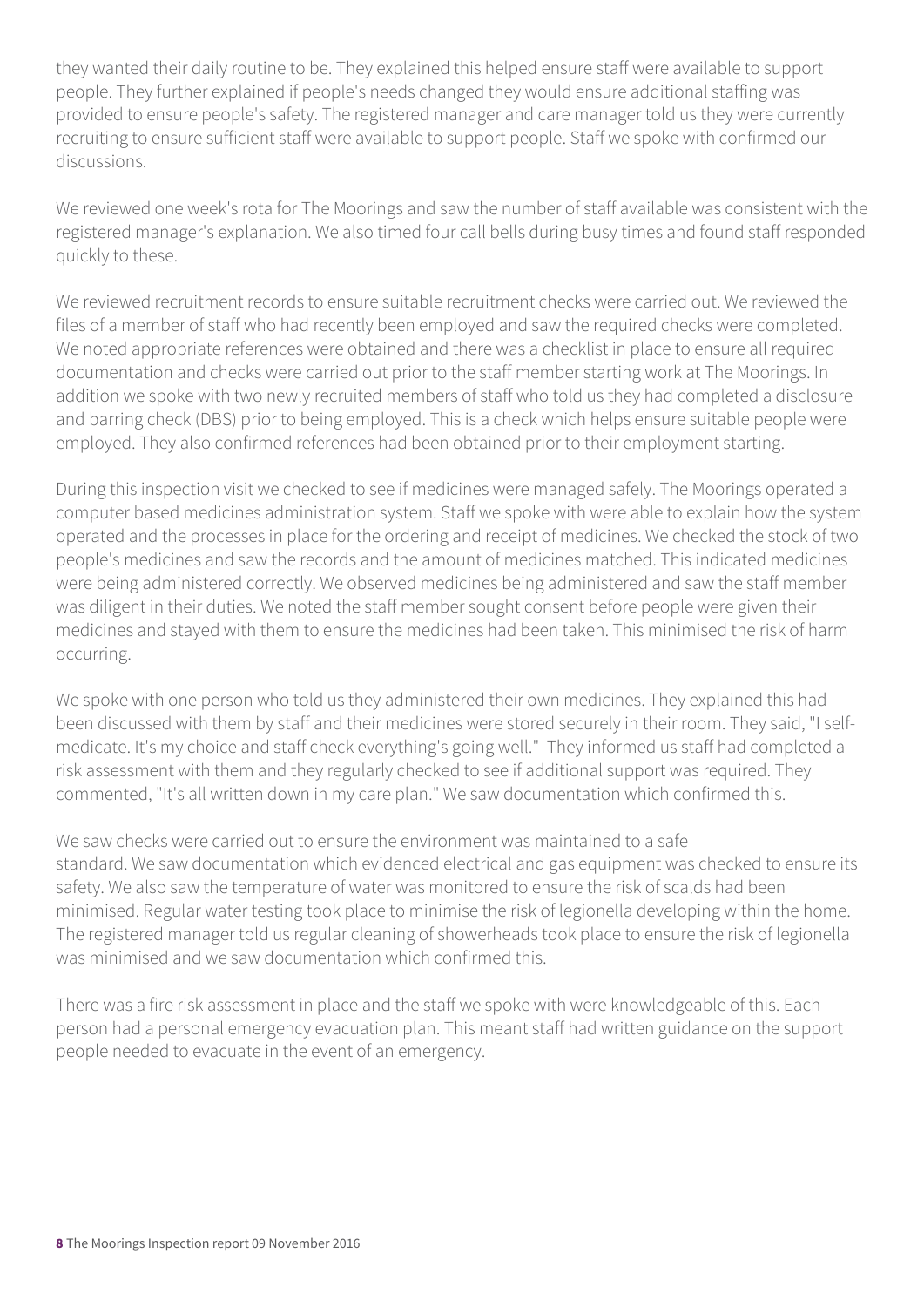they wanted their daily routine to be. They explained this helped ensure staff were available to support people. They further explained if people's needs changed they would ensure additional staffing was provided to ensure people's safety. The registered manager and care manager told us they were currently recruiting to ensure sufficient staff were available to support people. Staff we spoke with confirmed our discussions.

We reviewed one week's rota for The Moorings and saw the number of staff available was consistent with the registered manager's explanation. We also timed four call bells during busy times and found staff responded quickly to these.

We reviewed recruitment records to ensure suitable recruitment checks were carried out. We reviewed the files of a member of staff who had recently been employed and saw the required checks were completed. We noted appropriate references were obtained and there was a checklist in place to ensure all required documentation and checks were carried out prior to the staff member starting work at The Moorings. In addition we spoke with two newly recruited members of staff who told us they had completed a disclosure and barring check (DBS) prior to being employed. This is a check which helps ensure suitable people were employed. They also confirmed references had been obtained prior to their employment starting.

During this inspection visit we checked to see if medicines were managed safely. The Moorings operated a computer based medicines administration system. Staff we spoke with were able to explain how the system operated and the processes in place for the ordering and receipt of medicines. We checked the stock of two people's medicines and saw the records and the amount of medicines matched. This indicated medicines were being administered correctly. We observed medicines being administered and saw the staff member was diligent in their duties. We noted the staff member sought consent before people were given their medicines and stayed with them to ensure the medicines had been taken. This minimised the risk of harm occurring.

We spoke with one person who told us they administered their own medicines. They explained this had been discussed with them by staff and their medicines were stored securely in their room. They said, "I self-medicate. It's my choice and staff check everything's going well." They informed us staff had completed a risk assessment with them and they regularly checked to see if additional support was required. They commented, "It's all written down in my care plan." We saw documentation which confirmed this.

We saw checks were carried out to ensure the environment was maintained to a safe standard. We saw documentation which evidenced electrical and gas equipment was checked to ensure its safety. We also saw the temperature of water was monitored to ensure the risk of scalds had been minimised. Regular water testing took place to minimise the risk of legionella developing within the home. The registered manager told us regular cleaning of showerheads took place to ensure the risk of legionella was minimised and we saw documentation which confirmed this.

There was a fire risk assessment in place and the staff we spoke with were knowledgeable of this. Each person had a personal emergency evacuation plan. This meant staff had written guidance on the support people needed to evacuate in the event of an emergency.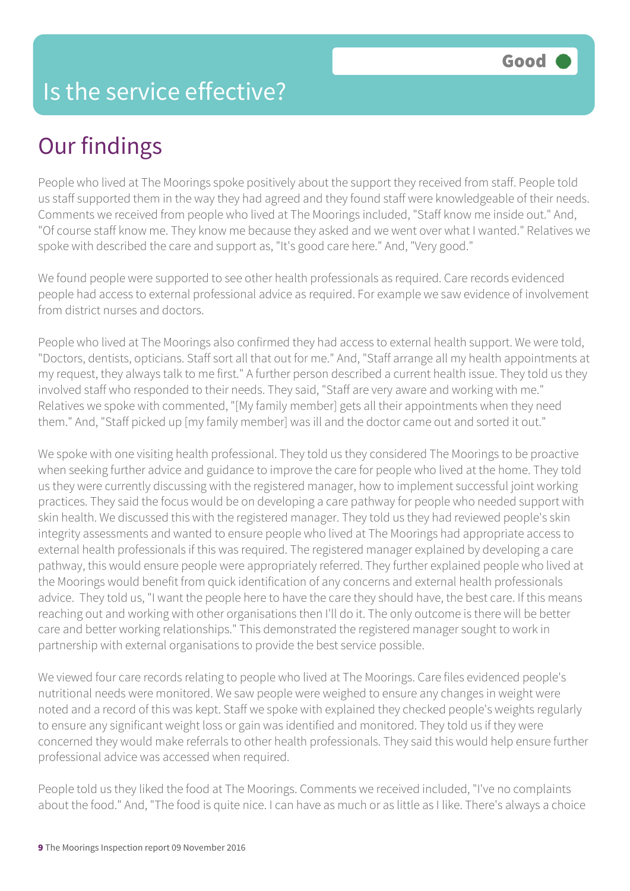# Is the service effective?

Good

## Our findings

People who lived at The Moorings spoke positively about the support they received from staff. People told us staff supported them in the way they had agreed and they found staff were knowledgeable of their needs. Comments we received from people who lived at The Moorings included, "Staff know me inside out." And, "Of course staff know me. They know me because they asked and we went over what I wanted." Relatives we spoke with described the care and support as, "It's good care here." And, "Very good."

We found people were supported to see other health professionals as required. Care records evidenced people had access to external professional advice as required. For example we saw evidence of involvement from district nurses and doctors.

People who lived at The Moorings also confirmed they had access to external health support. We were told, "Doctors, dentists, opticians. Staff sort all that out for me." And, "Staff arrange all my health appointments at my request, they always talk to me first." A further person described a current health issue. They told us they involved staff who responded to their needs. They said, "Staff are very aware and working with me." Relatives we spoke with commented, "[My family member] gets all their appointments when they need them." And, "Staff picked up [my family member] was ill and the doctor came out and sorted it out."

We spoke with one visiting health professional. They told us they considered The Moorings to be proactive when seeking further advice and guidance to improve the care for people who lived at the home. They told us they were currently discussing with the registered manager, how to implement successful joint working practices. They said the focus would be on developing a care pathway for people who needed support with skin health. We discussed this with the registered manager. They told us they had reviewed people's skin integrity assessments and wanted to ensure people who lived at The Moorings had appropriate access to external health professionals if this was required. The registered manager explained by developing a care pathway, this would ensure people were appropriately referred. They further explained people who lived at the Moorings would benefit from quick identification of any concerns and external health professionals advice. They told us, "I want the people here to have the care they should have, the best care. If this means reaching out and working with other organisations then I'll do it. The only outcome is there will be better care and better working relationships." This demonstrated the registered manager sought to work in partnership with external organisations to provide the best service possible.

We viewed four care records relating to people who lived at The Moorings. Care files evidenced people's nutritional needs were monitored. We saw people were weighed to ensure any changes in weight were noted and a record of this was kept. Staff we spoke with explained they checked people's weights regularly to ensure any significant weight loss or gain was identified and monitored. They told us if they were concerned they would make referrals to other health professionals. They said this would help ensure further professional advice was accessed when required.

People told us they liked the food at The Moorings. Comments we received included, "I've no complaints about the food." And, "The food is quite nice. I can have as much or as little as I like. There's always a choice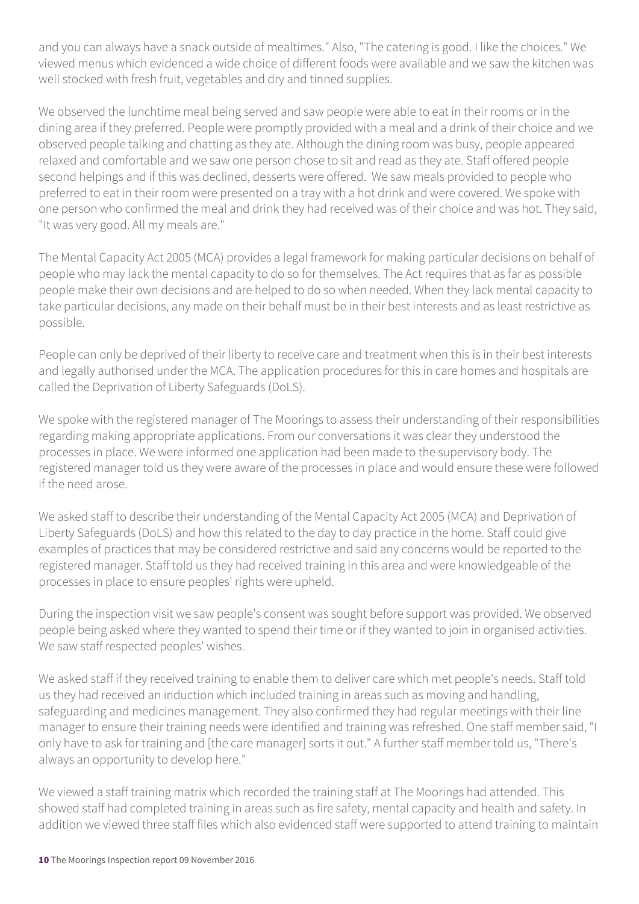and you can always have a snack outside of mealtimes." Also, "The catering is good. I like the choices." We viewed menus which evidenced a wide choice of different foods were available and we saw the kitchen was well stocked with fresh fruit, vegetables and dry and tinned supplies.

We observed the lunchtime meal being served and saw people were able to eat in their rooms or in the dining area if they preferred. People were promptly provided with a meal and a drink of their choice and we observed people talking and chatting as they ate. Although the dining room was busy, people appeared relaxed and comfortable and we saw one person chose to sit and read as they ate. Staff offered people second helpings and if this was declined, desserts were offered. We saw meals provided to people who preferred to eat in their room were presented on a tray with a hot drink and were covered. We spoke with one person who confirmed the meal and drink they had received was of their choice and was hot. They said, "It was very good. All my meals are."

The Mental Capacity Act 2005 (MCA) provides a legal framework for making particular decisions on behalf of people who may lack the mental capacity to do so for themselves. The Act requires that as far as possible people make their own decisions and are helped to do so when needed. When they lack mental capacity to take particular decisions, any made on their behalf must be in their best interests and as least restrictive as possible.

People can only be deprived of their liberty to receive care and treatment when this is in their best interests and legally authorised under the MCA. The application procedures for this in care homes and hospitals are called the Deprivation of Liberty Safeguards (DoLS).

We spoke with the registered manager of The Moorings to assess their understanding of their responsibilities regarding making appropriate applications. From our conversations it was clear they understood the processes in place. We were informed one application had been made to the supervisory body. The registered manager told us they were aware of the processes in place and would ensure these were followed if the need arose.

We asked staff to describe their understanding of the Mental Capacity Act 2005 (MCA) and Deprivation of Liberty Safeguards (DoLS) and how this related to the day to day practice in the home. Staff could give examples of practices that may be considered restrictive and said any concerns would be reported to the registered manager. Staff told us they had received training in this area and were knowledgeable of the processes in place to ensure peoples' rights were upheld.

During the inspection visit we saw people's consent was sought before support was provided. We observed people being asked where they wanted to spend their time or if they wanted to join in organised activities. We saw staff respected peoples' wishes.

We asked staff if they received training to enable them to deliver care which met people's needs. Staff told us they had received an induction which included training in areas such as moving and handling, safeguarding and medicines management. They also confirmed they had regular meetings with their line manager to ensure their training needs were identified and training was refreshed. One staff member said, "I only have to ask for training and [the care manager] sorts it out." A further staff member told us, "There's always an opportunity to develop here."

We viewed a staff training matrix which recorded the training staff at The Moorings had attended. This showed staff had completed training in areas such as fire safety, mental capacity and health and safety. In addition we viewed three staff files which also evidenced staff were supported to attend training to maintain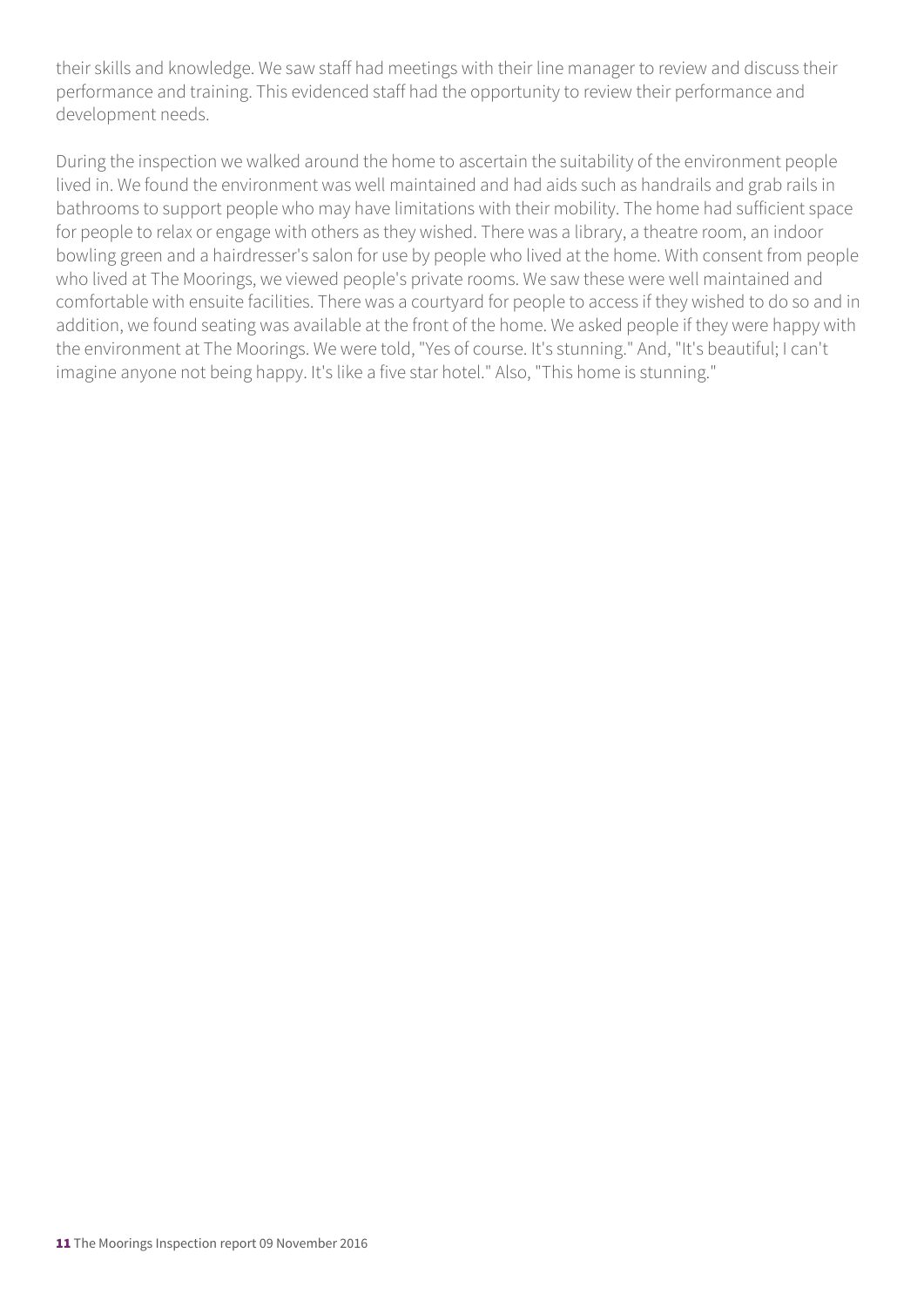their skills and knowledge. We saw staff had meetings with their line manager to review and discuss their performance and training. This evidenced staff had the opportunity to review their performance and development needs.

During the inspection we walked around the home to ascertain the suitability of the environment people lived in. We found the environment was well maintained and had aids such as handrails and grab rails in bathrooms to support people who may have limitations with their mobility. The home had sufficient space for people to relax or engage with others as they wished. There was a library, a theatre room, an indoor bowling green and a hairdresser's salon for use by people who lived at the home. With consent from people who lived at The Moorings, we viewed people's private rooms. We saw these were well maintained and comfortable with ensuite facilities. There was a courtyard for people to access if they wished to do so and in addition, we found seating was available at the front of the home. We asked people if they were happy with the environment at The Moorings. We were told, "Yes of course. It's stunning." And, "It's beautiful; I can't imagine anyone not being happy. It's like a five star hotel." Also, "This home is stunning."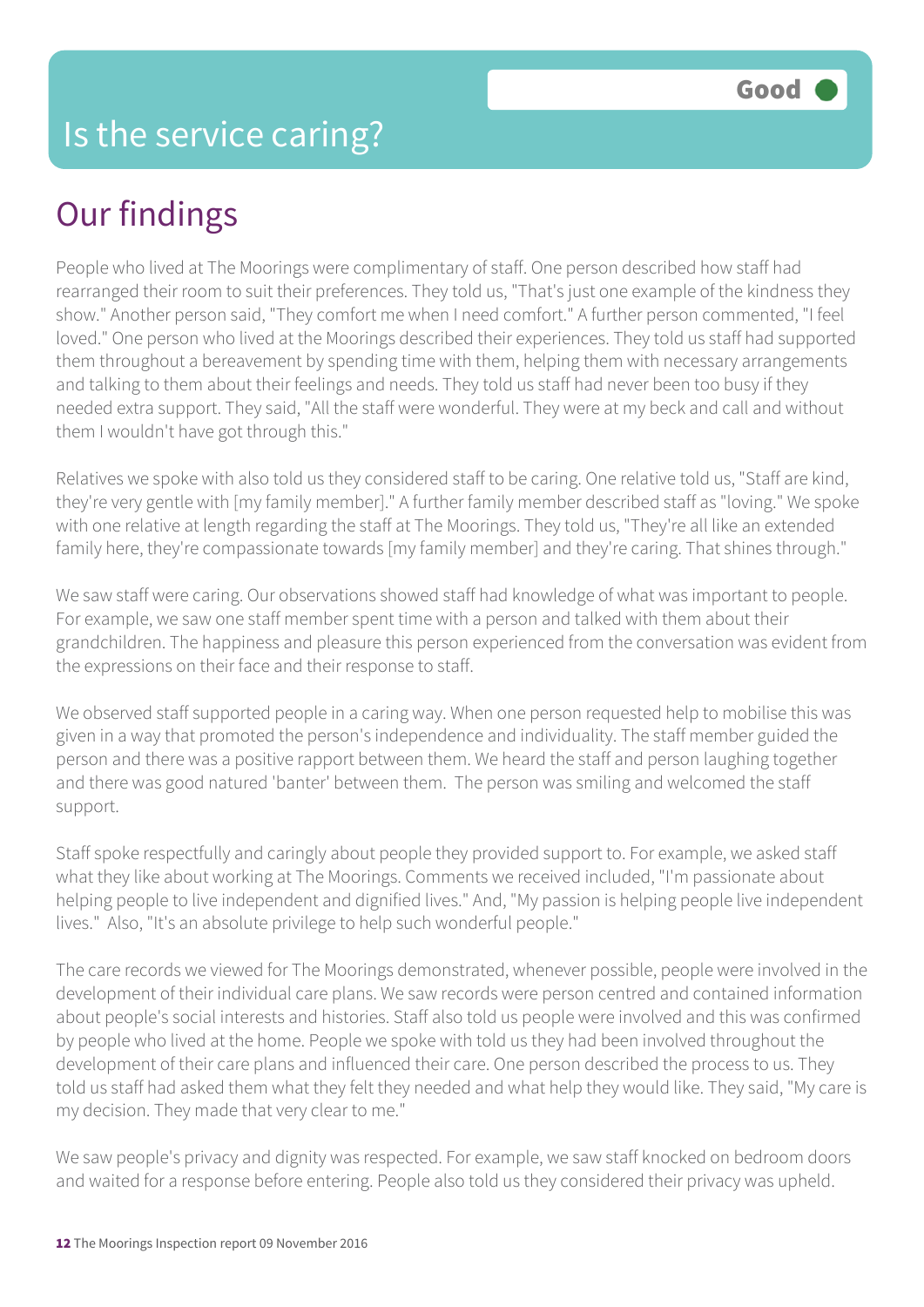# Is the service caring?

Good

## Our findings

People who lived at The Moorings were complimentary of staff. One person described how staff had rearranged their room to suit their preferences. They told us, "That's just one example of the kindness they show." Another person said, "They comfort me when I need comfort." A further person commented, "I feel loved." One person who lived at the Moorings described their experiences. They told us staff had supported them throughout a bereavement by spending time with them, helping them with necessary arrangements and talking to them about their feelings and needs. They told us staff had never been too busy if they needed extra support. They said, "All the staff were wonderful. They were at my beck and call and without them I wouldn't have got through this."

Relatives we spoke with also told us they considered staff to be caring. One relative told us, "Staff are kind, they're very gentle with [my family member]." A further family member described staff as "loving." We spoke with one relative at length regarding the staff at The Moorings. They told us, "They're all like an extended family here, they're compassionate towards [my family member] and they're caring. That shines through."

We saw staff were caring. Our observations showed staff had knowledge of what was important to people. For example, we saw one staff member spent time with a person and talked with them about their grandchildren. The happiness and pleasure this person experienced from the conversation was evident from the expressions on their face and their response to staff.

We observed staff supported people in a caring way. When one person requested help to mobilise this was given in a way that promoted the person's independence and individuality. The staff member guided the person and there was a positive rapport between them. We heard the staff and person laughing together and there was good natured 'banter' between them. The person was smiling and welcomed the staff support.

Staff spoke respectfully and caringly about people they provided support to. For example, we asked staff what they like about working at The Moorings. Comments we received included, "I'm passionate about helping people to live independent and dignified lives." And, "My passion is helping people live independent lives." Also, "It's an absolute privilege to help such wonderful people."

The care records we viewed for The Moorings demonstrated, whenever possible, people were involved in the development of their individual care plans. We saw records were person centred and contained information about people's social interests and histories. Staff also told us people were involved and this was confirmed by people who lived at the home. People we spoke with told us they had been involved throughout the development of their care plans and influenced their care. One person described the process to us. They told us staff had asked them what they felt they needed and what help they would like. They said, "My care is my decision. They made that very clear to me."

We saw people's privacy and dignity was respected. For example, we saw staff knocked on bedroom doors and waited for a response before entering. People also told us they considered their privacy was upheld.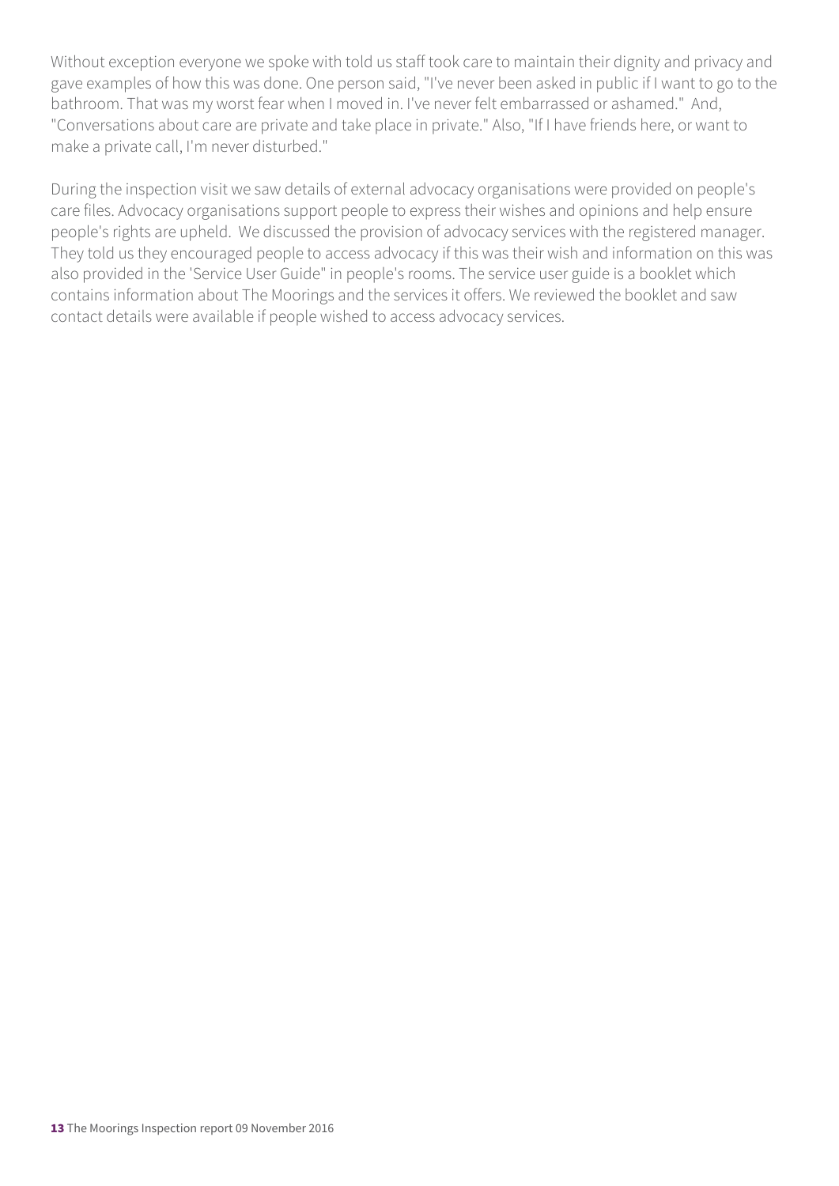Without exception everyone we spoke with told us staff took care to maintain their dignity and privacy and gave examples of how this was done. One person said, "I've never been asked in public if I want to go to the bathroom. That was my worst fear when I moved in. I've never felt embarrassed or ashamed." And, "Conversations about care are private and take place in private." Also, "If I have friends here, or want to make a private call, I'm never disturbed."

During the inspection visit we saw details of external advocacy organisations were provided on people's care files. Advocacy organisations support people to express their wishes and opinions and help ensure people's rights are upheld. We discussed the provision of advocacy services with the registered manager. They told us they encouraged people to access advocacy if this was their wish and information on this was also provided in the 'Service User Guide" in people's rooms. The service user guide is a booklet which contains information about The Moorings and the services it offers. We reviewed the booklet and saw contact details were available if people wished to access advocacy services.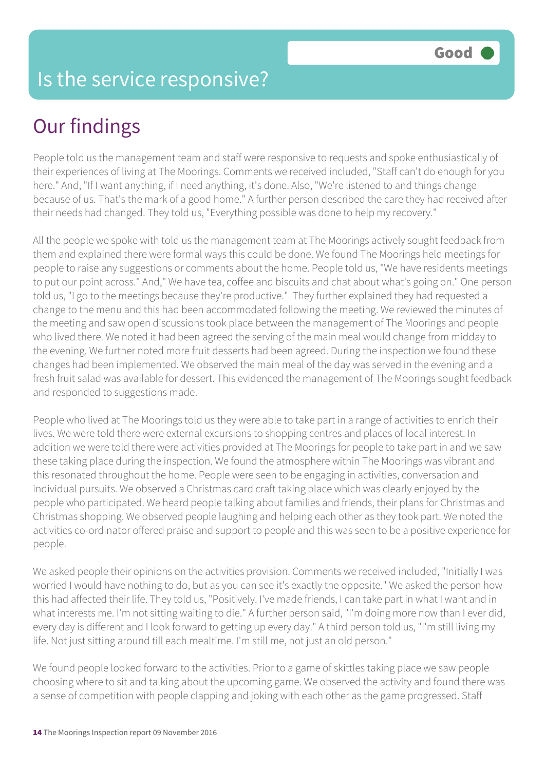# Is the service responsive?

Good

## Our findings

People told us the management team and staff were responsive to requests and spoke enthusiastically of their experiences of living at The Moorings. Comments we received included, "Staff can't do enough for you here." And, "If I want anything, if I need anything, it's done. Also, "We're listened to and things change because of us. That's the mark of a good home." A further person described the care they had received after their needs had changed. They told us, "Everything possible was done to help my recovery."

All the people we spoke with told us the management team at The Moorings actively sought feedback from them and explained there were formal ways this could be done. We found The Moorings held meetings for people to raise any suggestions or comments about the home. People told us, "We have residents meetings to put our point across." And," We have tea, coffee and biscuits and chat about what's going on." One person told us, "I go to the meetings because they're productive." They further explained they had requested a change to the menu and this had been accommodated following the meeting. We reviewed the minutes of the meeting and saw open discussions took place between the management of The Moorings and people who lived there. We noted it had been agreed the serving of the main meal would change from midday to the evening. We further noted more fruit desserts had been agreed. During the inspection we found these changes had been implemented. We observed the main meal of the day was served in the evening and a fresh fruit salad was available for dessert. This evidenced the management of The Moorings sought feedback and responded to suggestions made.

People who lived at The Moorings told us they were able to take part in a range of activities to enrich their lives. We were told there were external excursions to shopping centres and places of local interest. In addition we were told there were activities provided at The Moorings for people to take part in and we saw these taking place during the inspection. We found the atmosphere within The Moorings was vibrant and this resonated throughout the home. People were seen to be engaging in activities, conversation and individual pursuits. We observed a Christmas card craft taking place which was clearly enjoyed by the people who participated. We heard people talking about families and friends, their plans for Christmas and Christmas shopping. We observed people laughing and helping each other as they took part. We noted the activities co-ordinator offered praise and support to people and this was seen to be a positive experience for people.

We asked people their opinions on the activities provision. Comments we received included, "Initially I was worried I would have nothing to do, but as you can see it's exactly the opposite." We asked the person how this had affected their life. They told us, "Positively. I've made friends, I can take part in what I want and in what interests me. I'm not sitting waiting to die." A further person said, "I'm doing more now than I ever did, every day is different and I look forward to getting up every day." A third person told us, "I'm still living my life. Not just sitting around till each mealtime. I'm still me, not just an old person."

We found people looked forward to the activities. Prior to a game of skittles taking place we saw people choosing where to sit and talking about the upcoming game. We observed the activity and found there was a sense of competition with people clapping and joking with each other as the game progressed. Staff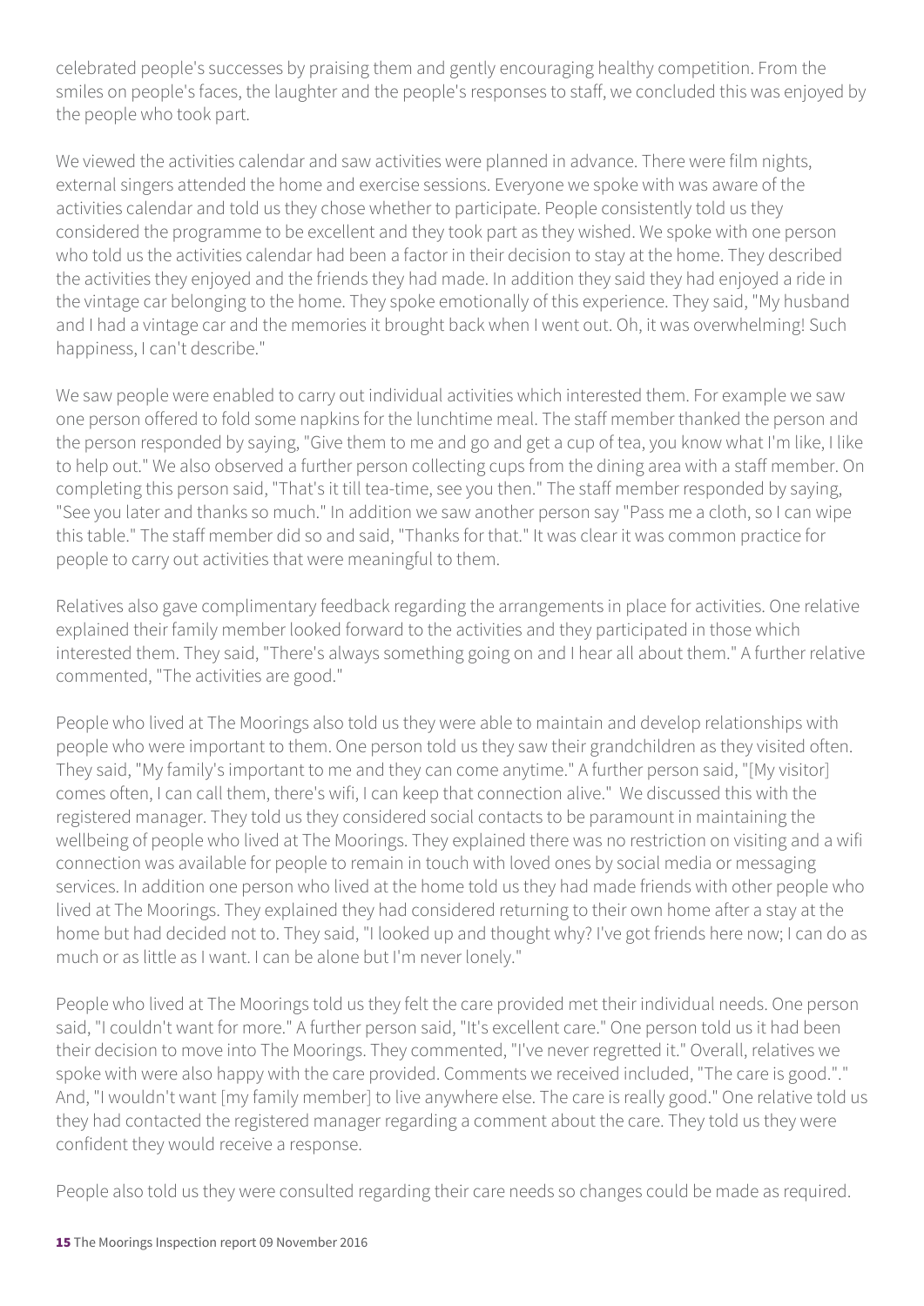celebrated people's successes by praising them and gently encouraging healthy competition. From the smiles on people's faces, the laughter and the people's responses to staff, we concluded this was enjoyed by the people who took part.

We viewed the activities calendar and saw activities were planned in advance. There were film nights, external singers attended the home and exercise sessions. Everyone we spoke with was aware of the activities calendar and told us they chose whether to participate. People consistently told us they considered the programme to be excellent and they took part as they wished. We spoke with one person who told us the activities calendar had been a factor in their decision to stay at the home. They described the activities they enjoyed and the friends they had made. In addition they said they had enjoyed a ride in the vintage car belonging to the home. They spoke emotionally of this experience. They said, "My husband and I had a vintage car and the memories it brought back when I went out. Oh, it was overwhelming! Such happiness, I can't describe."

We saw people were enabled to carry out individual activities which interested them. For example we saw one person offered to fold some napkins for the lunchtime meal. The staff member thanked the person and the person responded by saying, "Give them to me and go and get a cup of tea, you know what I'm like, I like to help out." We also observed a further person collecting cups from the dining area with a staff member. On completing this person said, "That's it till tea-time, see you then." The staff member responded by saying, "See you later and thanks so much." In addition we saw another person say "Pass me a cloth, so I can wipe this table." The staff member did so and said, "Thanks for that." It was clear it was common practice for people to carry out activities that were meaningful to them.

Relatives also gave complimentary feedback regarding the arrangements in place for activities. One relative explained their family member looked forward to the activities and they participated in those which interested them. They said, "There's always something going on and I hear all about them." A further relative commented, "The activities are good."

People who lived at The Moorings also told us they were able to maintain and develop relationships with people who were important to them. One person told us they saw their grandchildren as they visited often. They said, "My family's important to me and they can come anytime." A further person said, "[My visitor] comes often, I can call them, there's wifi, I can keep that connection alive." We discussed this with the registered manager. They told us they considered social contacts to be paramount in maintaining the wellbeing of people who lived at The Moorings. They explained there was no restriction on visiting and a wifi connection was available for people to remain in touch with loved ones by social media or messaging services. In addition one person who lived at the home told us they had made friends with other people who lived at The Moorings. They explained they had considered returning to their own home after a stay at the home but had decided not to. They said, "I looked up and thought why? I've got friends here now; I can do as much or as little as I want. I can be alone but I'm never lonely."

People who lived at The Moorings told us they felt the care provided met their individual needs. One person said, "I couldn't want for more." A further person said, "It's excellent care." One person told us it had been their decision to move into The Moorings. They commented, "I've never regretted it." Overall, relatives we spoke with were also happy with the care provided. Comments we received included, "The care is good."." And, "I wouldn't want [my family member] to live anywhere else. The care is really good." One relative told us they had contacted the registered manager regarding a comment about the care. They told us they were confident they would receive a response.

People also told us they were consulted regarding their care needs so changes could be made as required.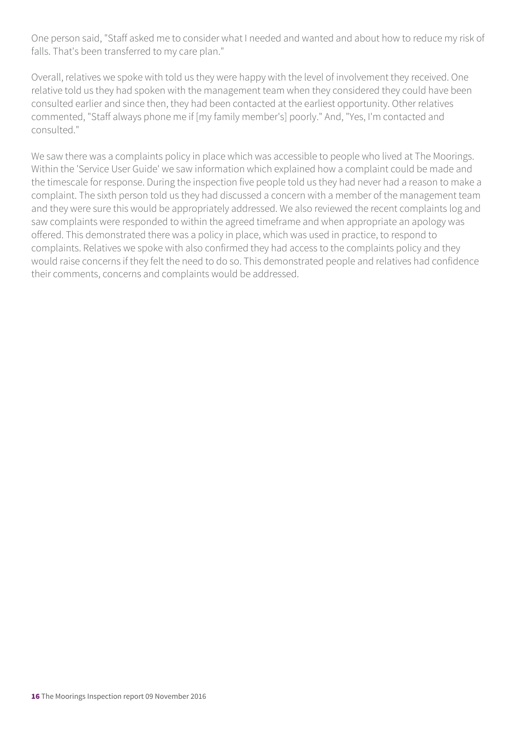One person said, "Staff asked me to consider what I needed and wanted and about how to reduce my risk of falls. That's been transferred to my care plan."

Overall, relatives we spoke with told us they were happy with the level of involvement they received. One relative told us they had spoken with the management team when they considered they could have been consulted earlier and since then, they had been contacted at the earliest opportunity. Other relatives commented, "Staff always phone me if [my family member's] poorly." And, "Yes, I'm contacted and consulted."

We saw there was a complaints policy in place which was accessible to people who lived at The Moorings. Within the 'Service User Guide' we saw information which explained how a complaint could be made and the timescale for response. During the inspection five people told us they had never had a reason to make a complaint. The sixth person told us they had discussed a concern with a member of the management team and they were sure this would be appropriately addressed. We also reviewed the recent complaints log and saw complaints were responded to within the agreed timeframe and when appropriate an apology was offered. This demonstrated there was a policy in place, which was used in practice, to respond to complaints. Relatives we spoke with also confirmed they had access to the complaints policy and they would raise concerns if they felt the need to do so. This demonstrated people and relatives had confidence their comments, concerns and complaints would be addressed.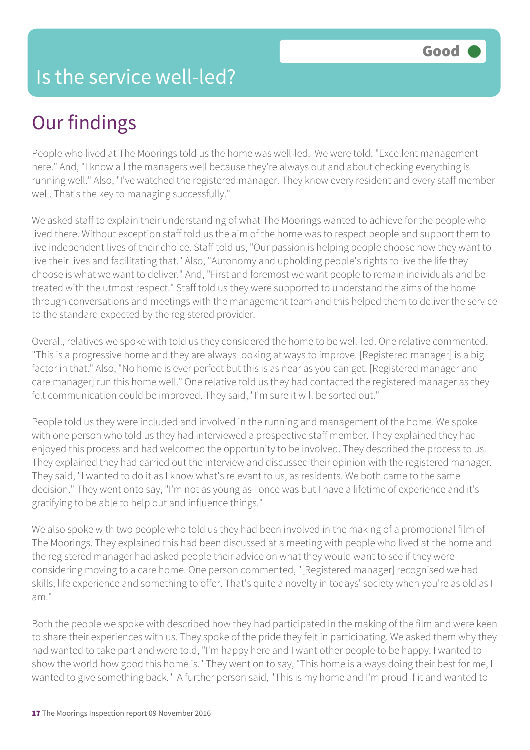# Is the service well-led?

Good

## Our findings

People who lived at The Moorings told us the home was well-led. We were told, "Excellent management here." And, "I know all the managers well because they're always out and about checking everything is running well." Also, "I've watched the registered manager. They know every resident and every staff member well. That's the key to managing successfully."

We asked staff to explain their understanding of what The Moorings wanted to achieve for the people who lived there. Without exception staff told us the aim of the home was to respect people and support them to live independent lives of their choice. Staff told us, "Our passion is helping people choose how they want to live their lives and facilitating that." Also, "Autonomy and upholding people's rights to live the life they choose is what we want to deliver." And, "First and foremost we want people to remain individuals and be treated with the utmost respect." Staff told us they were supported to understand the aims of the home through conversations and meetings with the management team and this helped them to deliver the service to the standard expected by the registered provider.

Overall, relatives we spoke with told us they considered the home to be well-led. One relative commented, "This is a progressive home and they are always looking at ways to improve. [Registered manager] is a big factor in that." Also, "No home is ever perfect but this is as near as you can get. [Registered manager and care manager] run this home well." One relative told us they had contacted the registered manager as they felt communication could be improved. They said, "I'm sure it will be sorted out."

People told us they were included and involved in the running and management of the home. We spoke with one person who told us they had interviewed a prospective staff member. They explained they had enjoyed this process and had welcomed the opportunity to be involved. They described the process to us. They explained they had carried out the interview and discussed their opinion with the registered manager. They said, "I wanted to do it as I know what's relevant to us, as residents. We both came to the same decision." They went onto say, "I'm not as young as I once was but I have a lifetime of experience and it's gratifying to be able to help out and influence things."

We also spoke with two people who told us they had been involved in the making of a promotional film of The Moorings. They explained this had been discussed at a meeting with people who lived at the home and the registered manager had asked people their advice on what they would want to see if they were considering moving to a care home. One person commented, "[Registered manager] recognised we had skills, life experience and something to offer. That's quite a novelty in todays' society when you're as old as I am."

Both the people we spoke with described how they had participated in the making of the film and were keen to share their experiences with us. They spoke of the pride they felt in participating. We asked them why they had wanted to take part and were told, "I'm happy here and I want other people to be happy. I wanted to show the world how good this home is." They went on to say, "This home is always doing their best for me, I wanted to give something back." A further person said, "This is my home and I'm proud if it and wanted to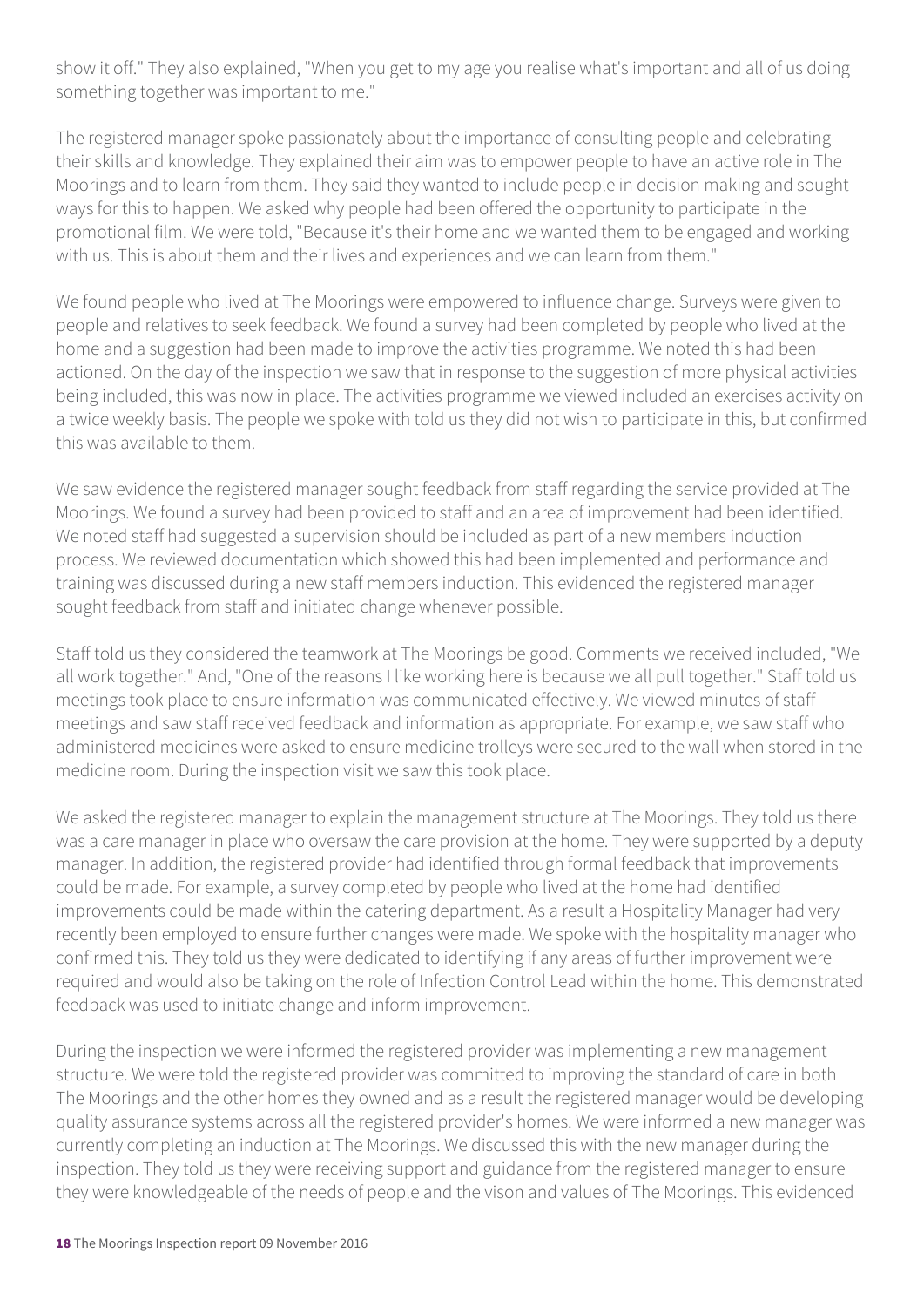show it off." They also explained, "When you get to my age you realise what's important and all of us doing something together was important to me."

The registered manager spoke passionately about the importance of consulting people and celebrating their skills and knowledge. They explained their aim was to empower people to have an active role in The Moorings and to learn from them. They said they wanted to include people in decision making and sought ways for this to happen. We asked why people had been offered the opportunity to participate in the promotional film. We were told, "Because it's their home and we wanted them to be engaged and working with us. This is about them and their lives and experiences and we can learn from them."

We found people who lived at The Moorings were empowered to influence change. Surveys were given to people and relatives to seek feedback. We found a survey had been completed by people who lived at the home and a suggestion had been made to improve the activities programme. We noted this had been actioned. On the day of the inspection we saw that in response to the suggestion of more physical activities being included, this was now in place. The activities programme we viewed included an exercises activity on a twice weekly basis. The people we spoke with told us they did not wish to participate in this, but confirmed this was available to them.

We saw evidence the registered manager sought feedback from staff regarding the service provided at The Moorings. We found a survey had been provided to staff and an area of improvement had been identified. We noted staff had suggested a supervision should be included as part of a new members induction process. We reviewed documentation which showed this had been implemented and performance and training was discussed during a new staff members induction. This evidenced the registered manager sought feedback from staff and initiated change whenever possible.

Staff told us they considered the teamwork at The Moorings be good. Comments we received included, "We all work together." And, "One of the reasons I like working here is because we all pull together." Staff told us meetings took place to ensure information was communicated effectively. We viewed minutes of staff meetings and saw staff received feedback and information as appropriate. For example, we saw staff who administered medicines were asked to ensure medicine trolleys were secured to the wall when stored in the medicine room. During the inspection visit we saw this took place.

We asked the registered manager to explain the management structure at The Moorings. They told us there was a care manager in place who oversaw the care provision at the home. They were supported by a deputy manager. In addition, the registered provider had identified through formal feedback that improvements could be made. For example, a survey completed by people who lived at the home had identified improvements could be made within the catering department. As a result a Hospitality Manager had very recently been employed to ensure further changes were made. We spoke with the hospitality manager who confirmed this. They told us they were dedicated to identifying if any areas of further improvement were required and would also be taking on the role of Infection Control Lead within the home. This demonstrated feedback was used to initiate change and inform improvement.

During the inspection we were informed the registered provider was implementing a new management structure. We were told the registered provider was committed to improving the standard of care in both The Moorings and the other homes they owned and as a result the registered manager would be developing quality assurance systems across all the registered provider's homes. We were informed a new manager was currently completing an induction at The Moorings. We discussed this with the new manager during the inspection. They told us they were receiving support and guidance from the registered manager to ensure they were knowledgeable of the needs of people and the vison and values of The Moorings. This evidenced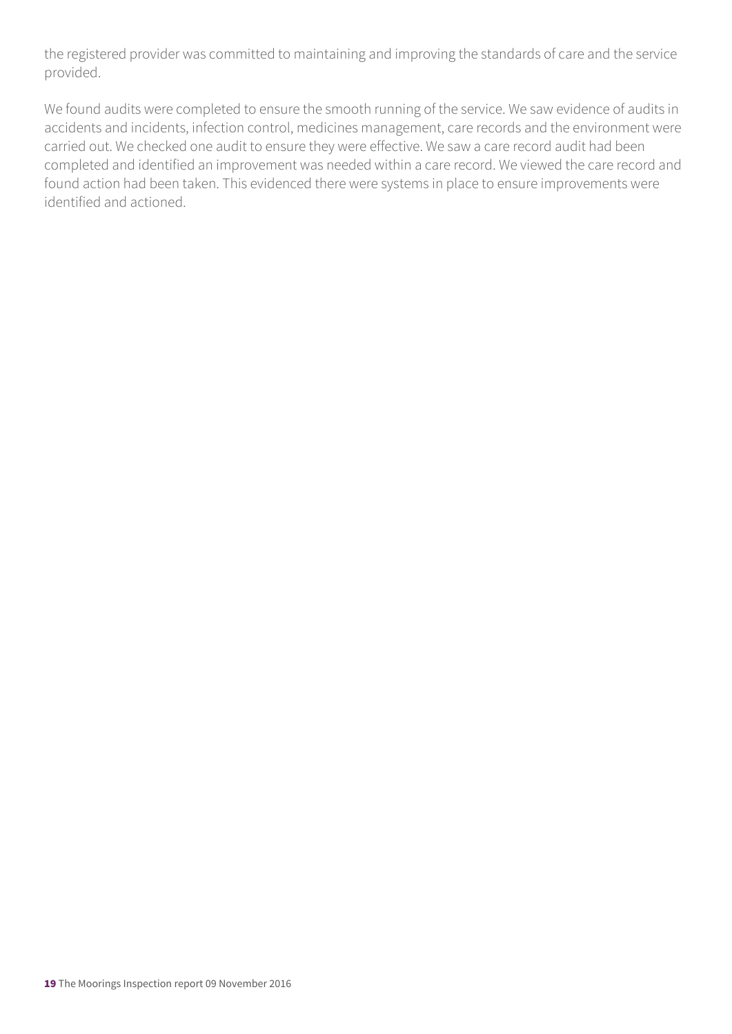the registered provider was committed to maintaining and improving the standards of care and the service provided.

We found audits were completed to ensure the smooth running of the service. We saw evidence of audits in accidents and incidents, infection control, medicines management, care records and the environment were carried out. We checked one audit to ensure they were effective. We saw a care record audit had been completed and identified an improvement was needed within a care record. We viewed the care record and found action had been taken. This evidenced there were systems in place to ensure improvements were identified and actioned.